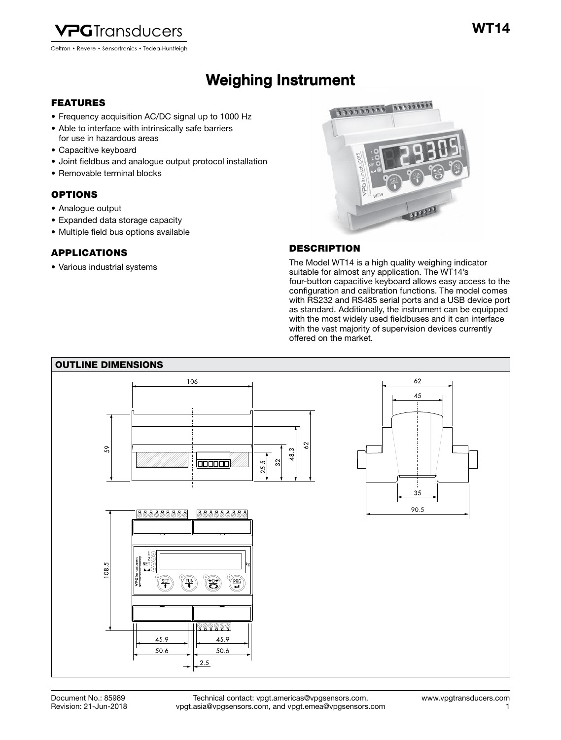WT14

# Weighing Instrument

## FEATURES

- Frequency acquisition AC/DC signal up to 1000 Hz
- Able to interface with intrinsically safe barriers for use in hazardous areas
- Capacitive keyboard
- Joint fieldbus and analogue output protocol installation
- Removable terminal blocks

## OPTIONS

- Analogue output
- Expanded data storage capacity
- Multiple field bus options available

## APPLICATIONS

- Various industrial systems

## DESCRIPTION

The Model WT14 is a high quality weighing indicator suitable for almost any application. The WT14's four-button capacitive keyboard allows easy access to the configuration and calibration functions. The model comes with RS232 and RS485 serial ports and a USB device port as standard. Additionally, the instrument can be equipped with the most widely used fieldbuses and it can interface with the vast majority of supervision devices currently offered on the market.

## OUTLINE DIMENSIONS

106

59

25.5

32

48.3

62

62

45

35

90.5

108.5

45.9

45.9

50.6

50.6

2.5

Document No.: 85989
Revision: 21-Jun-2018

Technical contact: vpgt.americas@vpgsensors.com, vpgt.asia@vpgsensors.com, and vpgt.emea@vpgsensors.com

www.vpgtransducers.com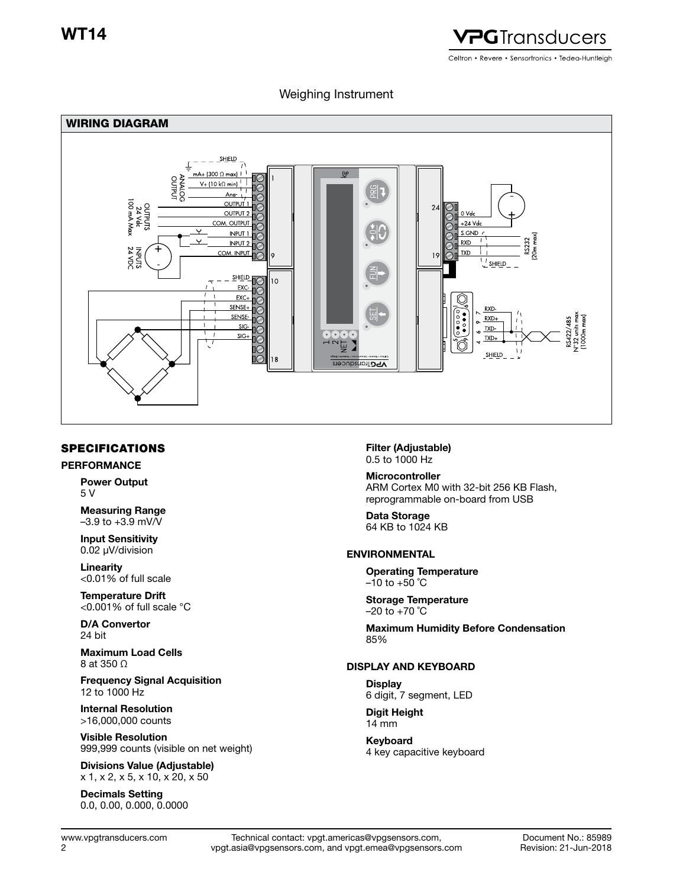Weighing Instrument

## WIRING DIAGRAM

## SPECIFICATIONS

### PERFORMANCE

**Power Output**
5 V

**Measuring Range**
–3.9 to +3.9 mV/V

**Input Sensitivity**
0.02 μV/division

**Linearity**
<0.01% of full scale

**Temperature Drift**
<0.001% of full scale °C

**D/A Convertor**
24 bit

**Maximum Load Cells**
8 at 350 Ω

**Frequency Signal Acquisition**
12 to 1000 Hz

**Internal Resolution**
>16,000,000 counts

**Visible Resolution**
999,999 counts (visible on net weight)

**Divisions Value (Adjustable)**
x 1, x 2, x 5, x 10, x 20, x 50

**Decimals Setting**
0.0, 0.00, 0.000, 0.0000

**Filter (Adjustable)**
0.5 to 1000 Hz

**Microcontroller**
ARM Cortex M0 with 32-bit 256 KB Flash, reprogrammable on-board from USB

**Data Storage**
64 KB to 1024 KB

### ENVIRONMENTAL

**Operating Temperature**
–10 to +50 °C

**Storage Temperature**
–20 to +70 °C

**Maximum Humidity Before Condensation**
85%

### DISPLAY AND KEYBOARD

**Display**
6 digit, 7 segment, LED

**Digit Height**
14 mm

**Keyboard**
4 key capacitive keyboard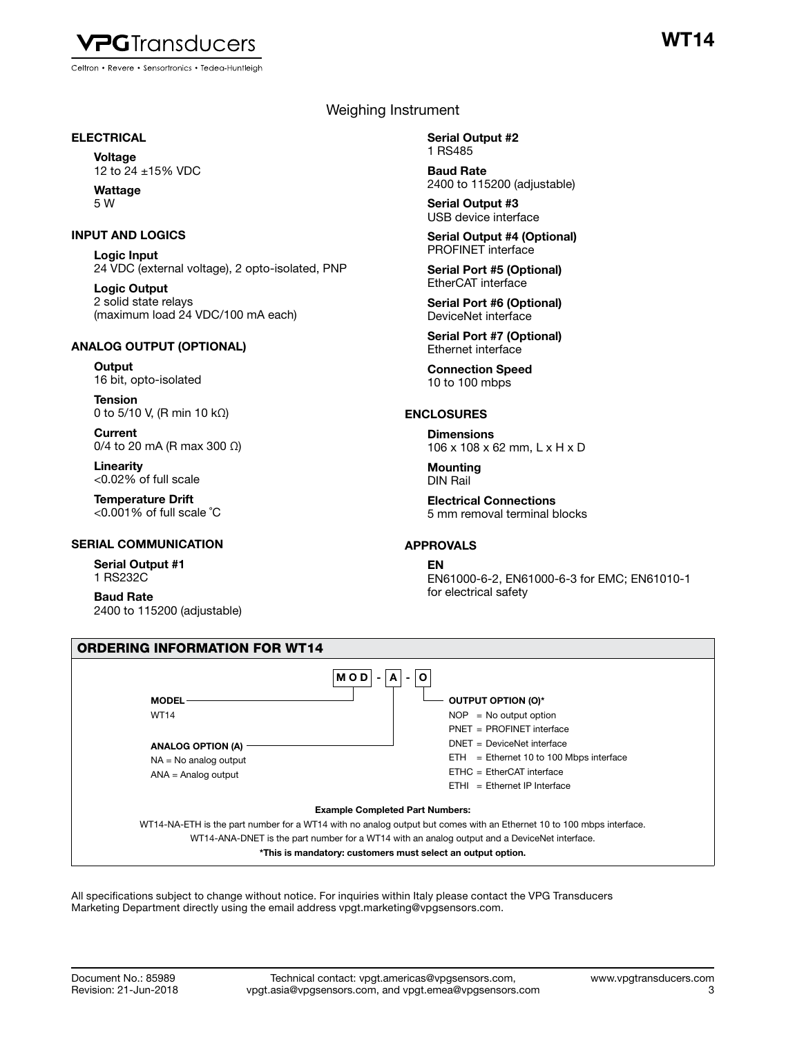# Weighing Instrument

## ELECTRICAL

**Voltage**
12 to 24 ±15% VDC

**Wattage**
5 W

## INPUT AND LOGICS

**Logic Input**
24 VDC (external voltage), 2 opto-isolated, PNP

**Logic Output**
2 solid state relays
(maximum load 24 VDC/100 mA each)

## ANALOG OUTPUT (OPTIONAL)

**Output**
16 bit, opto-isolated

**Tension**
0 to 5/10 V, (R min 10 kΩ)

**Current**
0/4 to 20 mA (R max 300 Ω)

**Linearity**
<0.02% of full scale

**Temperature Drift**
<0.001% of full scale ˚C

## SERIAL COMMUNICATION

**Serial Output #1**
1 RS232C

**Baud Rate**
2400 to 115200 (adjustable)

**Serial Output #2**
1 RS485

**Baud Rate**
2400 to 115200 (adjustable)

**Serial Output #3**
USB device interface

**Serial Output #4 (Optional)**
PROFINET interface

**Serial Port #5 (Optional)**
EtherCAT interface

**Serial Port #6 (Optional)**
DeviceNet interface

**Serial Port #7 (Optional)**
Ethernet interface

**Connection Speed**
10 to 100 mbps

## ENCLOSURES

**Dimensions**
106 x 108 x 62 mm, L x H x D

**Mounting**
DIN Rail

**Electrical Connections**
5 mm removal terminal blocks

## APPROVALS

**EN**
EN61000-6-2, EN61000-6-3 for EMC; EN61010-1 for electrical safety

## ORDERING INFORMATION FOR WT14

**MOD - A - O**

**MODEL**
WT14

**ANALOG OPTION (A)**
NA = No analog output
ANA = Analog output

**OUTPUT OPTION (O)***
NOP = No output option
PNET = PROFINET interface
DNET = DeviceNet interface
ETH = Ethernet 10 to 100 Mbps interface
ETHC = EtherCAT interface
ETHI = Ethernet IP Interface

**Example Completed Part Numbers:**

WT14-NA-ETH is the part number for a WT14 with no analog output but comes with an Ethernet 10 to 100 mbps interface.

WT14-ANA-DNET is the part number for a WT14 with an analog output and a DeviceNet interface.

***This is mandatory: customers must select an output option.**

All specifications subject to change without notice. For inquiries within Italy please contact the VPG Transducers Marketing Department directly using the email address vpgt.marketing@vpgsensors.com.